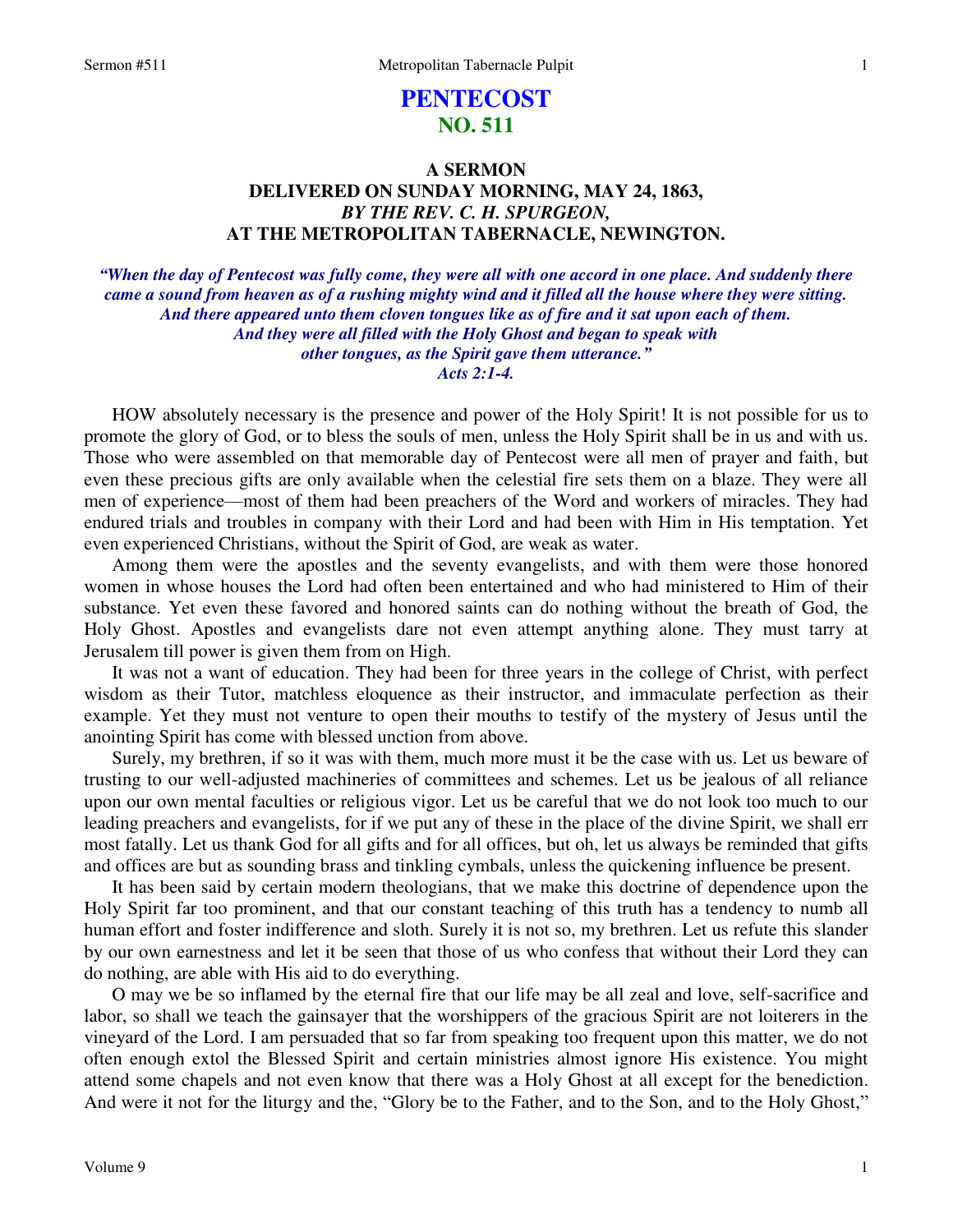# PENTECOST
## NO. 511

### A SERMON
### DELIVERED ON SUNDAY MORNING, MAY 24, 1863,
### *BY THE REV. C. H. SPURGEON,*
### AT THE METROPOLITAN TABERNACLE, NEWINGTON.

***"When the day of Pentecost was fully come, they were all with one accord in one place. And suddenly there came a sound from heaven as of a rushing mighty wind and it filled all the house where they were sitting. And there appeared unto them cloven tongues like as of fire and it sat upon each of them. And they were all filled with the Holy Ghost and began to speak with other tongues, as the Spirit gave them utterance."***
***Acts 2:1-4.***

HOW absolutely necessary is the presence and power of the Holy Spirit! It is not possible for us to promote the glory of God, or to bless the souls of men, unless the Holy Spirit shall be in us and with us. Those who were assembled on that memorable day of Pentecost were all men of prayer and faith, but even these precious gifts are only available when the celestial fire sets them on a blaze. They were all men of experience—most of them had been preachers of the Word and workers of miracles. They had endured trials and troubles in company with their Lord and had been with Him in His temptation. Yet even experienced Christians, without the Spirit of God, are weak as water.

Among them were the apostles and the seventy evangelists, and with them were those honored women in whose houses the Lord had often been entertained and who had ministered to Him of their substance. Yet even these favored and honored saints can do nothing without the breath of God, the Holy Ghost. Apostles and evangelists dare not even attempt anything alone. They must tarry at Jerusalem till power is given them from on High.

It was not a want of education. They had been for three years in the college of Christ, with perfect wisdom as their Tutor, matchless eloquence as their instructor, and immaculate perfection as their example. Yet they must not venture to open their mouths to testify of the mystery of Jesus until the anointing Spirit has come with blessed unction from above.

Surely, my brethren, if so it was with them, much more must it be the case with us. Let us beware of trusting to our well-adjusted machineries of committees and schemes. Let us be jealous of all reliance upon our own mental faculties or religious vigor. Let us be careful that we do not look too much to our leading preachers and evangelists, for if we put any of these in the place of the divine Spirit, we shall err most fatally. Let us thank God for all gifts and for all offices, but oh, let us always be reminded that gifts and offices are but as sounding brass and tinkling cymbals, unless the quickening influence be present.

It has been said by certain modern theologians, that we make this doctrine of dependence upon the Holy Spirit far too prominent, and that our constant teaching of this truth has a tendency to numb all human effort and foster indifference and sloth. Surely it is not so, my brethren. Let us refute this slander by our own earnestness and let it be seen that those of us who confess that without their Lord they can do nothing, are able with His aid to do everything.

O may we be so inflamed by the eternal fire that our life may be all zeal and love, self-sacrifice and labor, so shall we teach the gainsayer that the worshippers of the gracious Spirit are not loiterers in the vineyard of the Lord. I am persuaded that so far from speaking too frequent upon this matter, we do not often enough extol the Blessed Spirit and certain ministries almost ignore His existence. You might attend some chapels and not even know that there was a Holy Ghost at all except for the benediction. And were it not for the liturgy and the, "Glory be to the Father, and to the Son, and to the Holy Ghost,"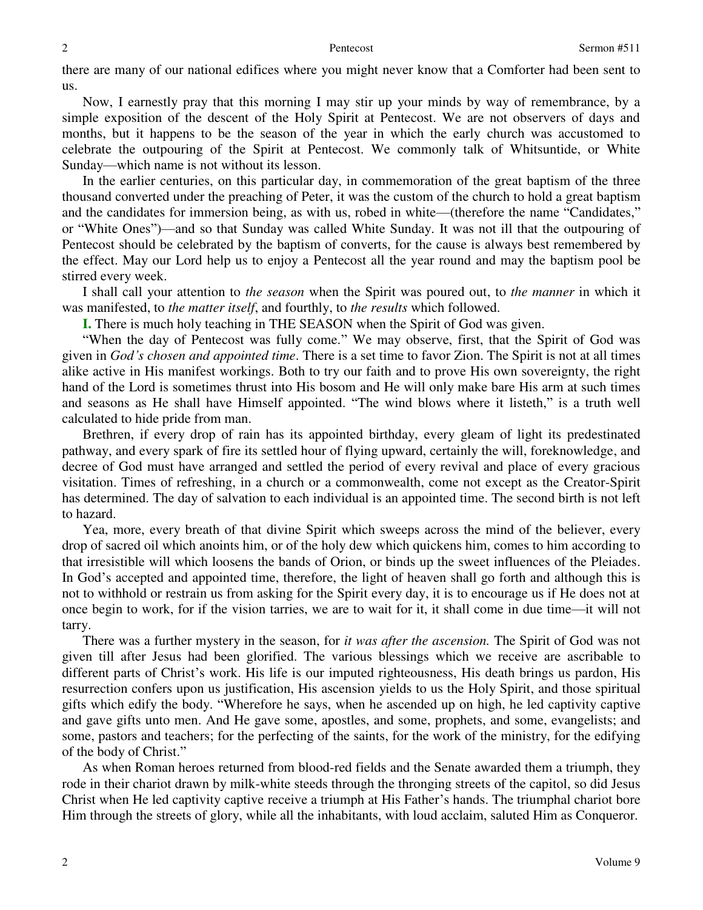there are many of our national edifices where you might never know that a Comforter had been sent to us.

Now, I earnestly pray that this morning I may stir up your minds by way of remembrance, by a simple exposition of the descent of the Holy Spirit at Pentecost. We are not observers of days and months, but it happens to be the season of the year in which the early church was accustomed to celebrate the outpouring of the Spirit at Pentecost. We commonly talk of Whitsuntide, or White Sunday—which name is not without its lesson.

In the earlier centuries, on this particular day, in commemoration of the great baptism of the three thousand converted under the preaching of Peter, it was the custom of the church to hold a great baptism and the candidates for immersion being, as with us, robed in white—(therefore the name "Candidates," or "White Ones")—and so that Sunday was called White Sunday. It was not ill that the outpouring of Pentecost should be celebrated by the baptism of converts, for the cause is always best remembered by the effect. May our Lord help us to enjoy a Pentecost all the year round and may the baptism pool be stirred every week.

I shall call your attention to *the season* when the Spirit was poured out, to *the manner* in which it was manifested, to *the matter itself*, and fourthly, to *the results* which followed.

**I.** There is much holy teaching in THE SEASON when the Spirit of God was given.

"When the day of Pentecost was fully come." We may observe, first, that the Spirit of God was given in *God's chosen and appointed time*. There is a set time to favor Zion. The Spirit is not at all times alike active in His manifest workings. Both to try our faith and to prove His own sovereignty, the right hand of the Lord is sometimes thrust into His bosom and He will only make bare His arm at such times and seasons as He shall have Himself appointed. "The wind blows where it listeth," is a truth well calculated to hide pride from man.

Brethren, if every drop of rain has its appointed birthday, every gleam of light its predestinated pathway, and every spark of fire its settled hour of flying upward, certainly the will, foreknowledge, and decree of God must have arranged and settled the period of every revival and place of every gracious visitation. Times of refreshing, in a church or a commonwealth, come not except as the Creator-Spirit has determined. The day of salvation to each individual is an appointed time. The second birth is not left to hazard.

Yea, more, every breath of that divine Spirit which sweeps across the mind of the believer, every drop of sacred oil which anoints him, or of the holy dew which quickens him, comes to him according to that irresistible will which loosens the bands of Orion, or binds up the sweet influences of the Pleiades. In God's accepted and appointed time, therefore, the light of heaven shall go forth and although this is not to withhold or restrain us from asking for the Spirit every day, it is to encourage us if He does not at once begin to work, for if the vision tarries, we are to wait for it, it shall come in due time—it will not tarry.

There was a further mystery in the season, for *it was after the ascension.* The Spirit of God was not given till after Jesus had been glorified. The various blessings which we receive are ascribable to different parts of Christ's work. His life is our imputed righteousness, His death brings us pardon, His resurrection confers upon us justification, His ascension yields to us the Holy Spirit, and those spiritual gifts which edify the body. "Wherefore he says, when he ascended up on high, he led captivity captive and gave gifts unto men. And He gave some, apostles, and some, prophets, and some, evangelists; and some, pastors and teachers; for the perfecting of the saints, for the work of the ministry, for the edifying of the body of Christ."

As when Roman heroes returned from blood-red fields and the Senate awarded them a triumph, they rode in their chariot drawn by milk-white steeds through the thronging streets of the capitol, so did Jesus Christ when He led captivity captive receive a triumph at His Father's hands. The triumphal chariot bore Him through the streets of glory, while all the inhabitants, with loud acclaim, saluted Him as Conqueror.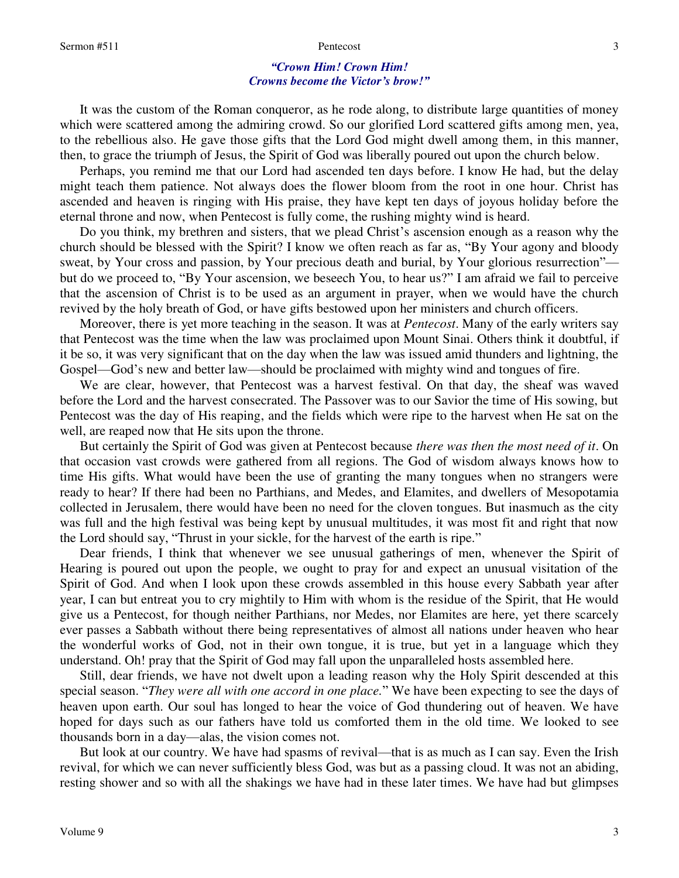*"Crown Him! Crown Him!*
*Crowns become the Victor's brow!"*

It was the custom of the Roman conqueror, as he rode along, to distribute large quantities of money which were scattered among the admiring crowd. So our glorified Lord scattered gifts among men, yea, to the rebellious also. He gave those gifts that the Lord God might dwell among them, in this manner, then, to grace the triumph of Jesus, the Spirit of God was liberally poured out upon the church below.

Perhaps, you remind me that our Lord had ascended ten days before. I know He had, but the delay might teach them patience. Not always does the flower bloom from the root in one hour. Christ has ascended and heaven is ringing with His praise, they have kept ten days of joyous holiday before the eternal throne and now, when Pentecost is fully come, the rushing mighty wind is heard.

Do you think, my brethren and sisters, that we plead Christ's ascension enough as a reason why the church should be blessed with the Spirit? I know we often reach as far as, "By Your agony and bloody sweat, by Your cross and passion, by Your precious death and burial, by Your glorious resurrection"—but do we proceed to, "By Your ascension, we beseech You, to hear us?" I am afraid we fail to perceive that the ascension of Christ is to be used as an argument in prayer, when we would have the church revived by the holy breath of God, or have gifts bestowed upon her ministers and church officers.

Moreover, there is yet more teaching in the season. It was at *Pentecost*. Many of the early writers say that Pentecost was the time when the law was proclaimed upon Mount Sinai. Others think it doubtful, if it be so, it was very significant that on the day when the law was issued amid thunders and lightning, the Gospel—God's new and better law—should be proclaimed with mighty wind and tongues of fire.

We are clear, however, that Pentecost was a harvest festival. On that day, the sheaf was waved before the Lord and the harvest consecrated. The Passover was to our Savior the time of His sowing, but Pentecost was the day of His reaping, and the fields which were ripe to the harvest when He sat on the well, are reaped now that He sits upon the throne.

But certainly the Spirit of God was given at Pentecost because *there was then the most need of it*. On that occasion vast crowds were gathered from all regions. The God of wisdom always knows how to time His gifts. What would have been the use of granting the many tongues when no strangers were ready to hear? If there had been no Parthians, and Medes, and Elamites, and dwellers of Mesopotamia collected in Jerusalem, there would have been no need for the cloven tongues. But inasmuch as the city was full and the high festival was being kept by unusual multitudes, it was most fit and right that now the Lord should say, "Thrust in your sickle, for the harvest of the earth is ripe."

Dear friends, I think that whenever we see unusual gatherings of men, whenever the Spirit of Hearing is poured out upon the people, we ought to pray for and expect an unusual visitation of the Spirit of God. And when I look upon these crowds assembled in this house every Sabbath year after year, I can but entreat you to cry mightily to Him with whom is the residue of the Spirit, that He would give us a Pentecost, for though neither Parthians, nor Medes, nor Elamites are here, yet there scarcely ever passes a Sabbath without there being representatives of almost all nations under heaven who hear the wonderful works of God, not in their own tongue, it is true, but yet in a language which they understand. Oh! pray that the Spirit of God may fall upon the unparalleled hosts assembled here.

Still, dear friends, we have not dwelt upon a leading reason why the Holy Spirit descended at this special season. "*They were all with one accord in one place.*" We have been expecting to see the days of heaven upon earth. Our soul has longed to hear the voice of God thundering out of heaven. We have hoped for days such as our fathers have told us comforted them in the old time. We looked to see thousands born in a day—alas, the vision comes not.

But look at our country. We have had spasms of revival—that is as much as I can say. Even the Irish revival, for which we can never sufficiently bless God, was but as a passing cloud. It was not an abiding, resting shower and so with all the shakings we have had in these later times. We have had but glimpses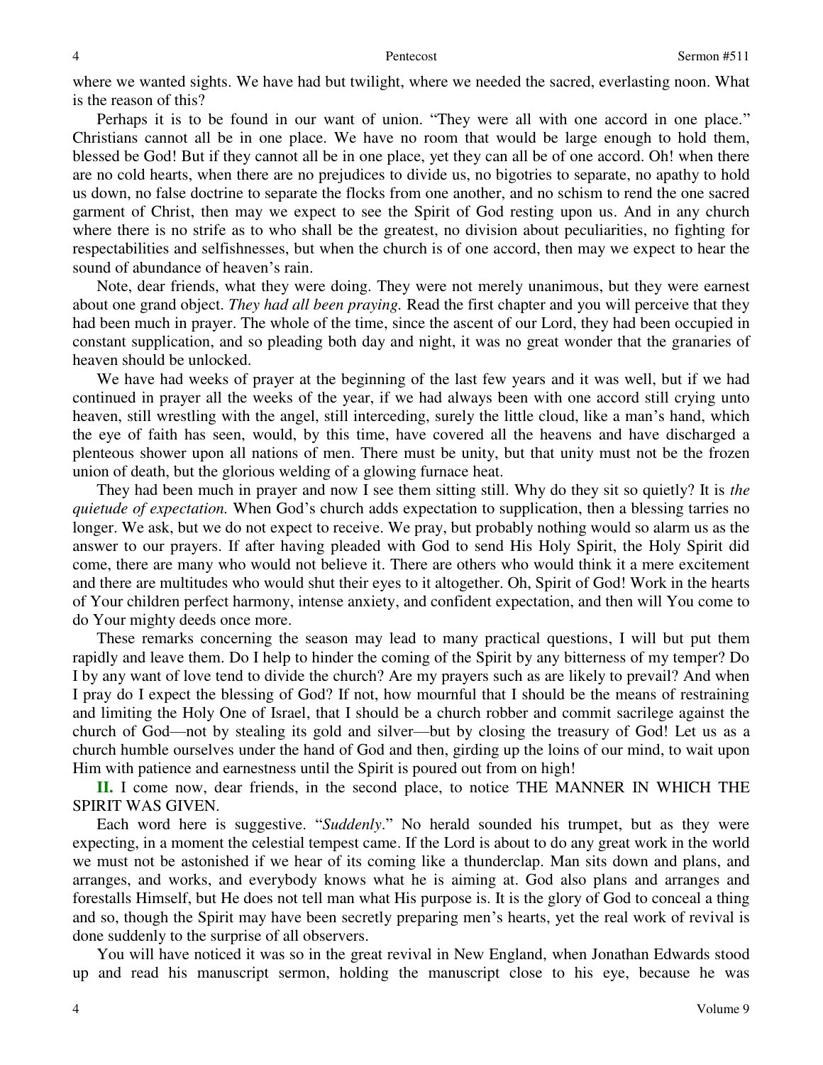where we wanted sights. We have had but twilight, where we needed the sacred, everlasting noon. What is the reason of this?

Perhaps it is to be found in our want of union. "They were all with one accord in one place." Christians cannot all be in one place. We have no room that would be large enough to hold them, blessed be God! But if they cannot all be in one place, yet they can all be of one accord. Oh! when there are no cold hearts, when there are no prejudices to divide us, no bigotries to separate, no apathy to hold us down, no false doctrine to separate the flocks from one another, and no schism to rend the one sacred garment of Christ, then may we expect to see the Spirit of God resting upon us. And in any church where there is no strife as to who shall be the greatest, no division about peculiarities, no fighting for respectabilities and selfishnesses, but when the church is of one accord, then may we expect to hear the sound of abundance of heaven's rain.

Note, dear friends, what they were doing. They were not merely unanimous, but they were earnest about one grand object. *They had all been praying.* Read the first chapter and you will perceive that they had been much in prayer. The whole of the time, since the ascent of our Lord, they had been occupied in constant supplication, and so pleading both day and night, it was no great wonder that the granaries of heaven should be unlocked.

We have had weeks of prayer at the beginning of the last few years and it was well, but if we had continued in prayer all the weeks of the year, if we had always been with one accord still crying unto heaven, still wrestling with the angel, still interceding, surely the little cloud, like a man's hand, which the eye of faith has seen, would, by this time, have covered all the heavens and have discharged a plenteous shower upon all nations of men. There must be unity, but that unity must not be the frozen union of death, but the glorious welding of a glowing furnace heat.

They had been much in prayer and now I see them sitting still. Why do they sit so quietly? It is *the quietude of expectation.* When God's church adds expectation to supplication, then a blessing tarries no longer. We ask, but we do not expect to receive. We pray, but probably nothing would so alarm us as the answer to our prayers. If after having pleaded with God to send His Holy Spirit, the Holy Spirit did come, there are many who would not believe it. There are others who would think it a mere excitement and there are multitudes who would shut their eyes to it altogether. Oh, Spirit of God! Work in the hearts of Your children perfect harmony, intense anxiety, and confident expectation, and then will You come to do Your mighty deeds once more.

These remarks concerning the season may lead to many practical questions, I will but put them rapidly and leave them. Do I help to hinder the coming of the Spirit by any bitterness of my temper? Do I by any want of love tend to divide the church? Are my prayers such as are likely to prevail? And when I pray do I expect the blessing of God? If not, how mournful that I should be the means of restraining and limiting the Holy One of Israel, that I should be a church robber and commit sacrilege against the church of God—not by stealing its gold and silver—but by closing the treasury of God! Let us as a church humble ourselves under the hand of God and then, girding up the loins of our mind, to wait upon Him with patience and earnestness until the Spirit is poured out from on high!

**II.** I come now, dear friends, in the second place, to notice THE MANNER IN WHICH THE SPIRIT WAS GIVEN.

Each word here is suggestive. "*Suddenly*." No herald sounded his trumpet, but as they were expecting, in a moment the celestial tempest came. If the Lord is about to do any great work in the world we must not be astonished if we hear of its coming like a thunderclap. Man sits down and plans, and arranges, and works, and everybody knows what he is aiming at. God also plans and arranges and forestalls Himself, but He does not tell man what His purpose is. It is the glory of God to conceal a thing and so, though the Spirit may have been secretly preparing men's hearts, yet the real work of revival is done suddenly to the surprise of all observers.

You will have noticed it was so in the great revival in New England, when Jonathan Edwards stood up and read his manuscript sermon, holding the manuscript close to his eye, because he was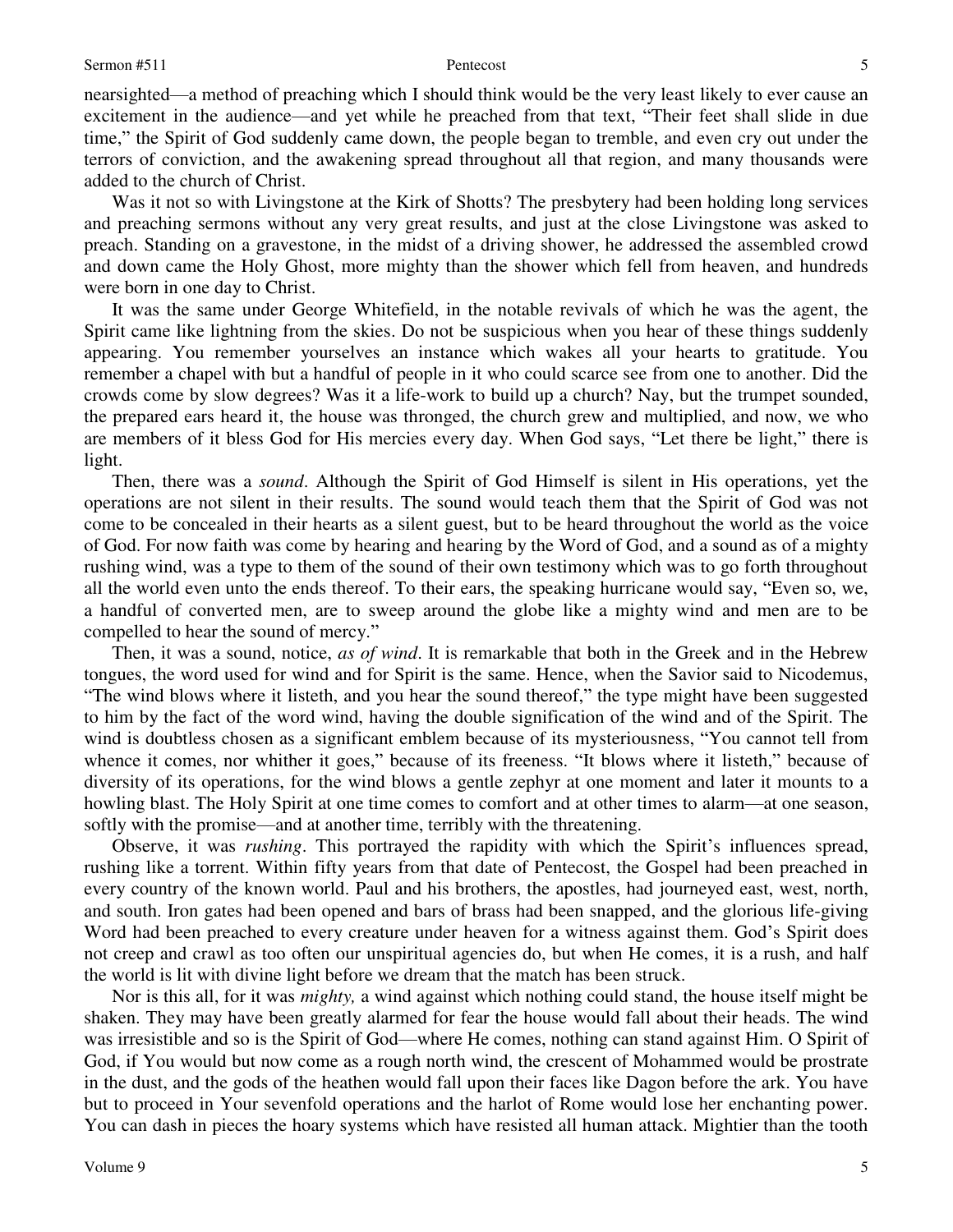nearsighted—a method of preaching which I should think would be the very least likely to ever cause an excitement in the audience—and yet while he preached from that text, "Their feet shall slide in due time," the Spirit of God suddenly came down, the people began to tremble, and even cry out under the terrors of conviction, and the awakening spread throughout all that region, and many thousands were added to the church of Christ.

Was it not so with Livingstone at the Kirk of Shotts? The presbytery had been holding long services and preaching sermons without any very great results, and just at the close Livingstone was asked to preach. Standing on a gravestone, in the midst of a driving shower, he addressed the assembled crowd and down came the Holy Ghost, more mighty than the shower which fell from heaven, and hundreds were born in one day to Christ.

It was the same under George Whitefield, in the notable revivals of which he was the agent, the Spirit came like lightning from the skies. Do not be suspicious when you hear of these things suddenly appearing. You remember yourselves an instance which wakes all your hearts to gratitude. You remember a chapel with but a handful of people in it who could scarce see from one to another. Did the crowds come by slow degrees? Was it a life-work to build up a church? Nay, but the trumpet sounded, the prepared ears heard it, the house was thronged, the church grew and multiplied, and now, we who are members of it bless God for His mercies every day. When God says, "Let there be light," there is light.

Then, there was a *sound*. Although the Spirit of God Himself is silent in His operations, yet the operations are not silent in their results. The sound would teach them that the Spirit of God was not come to be concealed in their hearts as a silent guest, but to be heard throughout the world as the voice of God. For now faith was come by hearing and hearing by the Word of God, and a sound as of a mighty rushing wind, was a type to them of the sound of their own testimony which was to go forth throughout all the world even unto the ends thereof. To their ears, the speaking hurricane would say, "Even so, we, a handful of converted men, are to sweep around the globe like a mighty wind and men are to be compelled to hear the sound of mercy."

Then, it was a sound, notice, *as of wind*. It is remarkable that both in the Greek and in the Hebrew tongues, the word used for wind and for Spirit is the same. Hence, when the Savior said to Nicodemus, "The wind blows where it listeth, and you hear the sound thereof," the type might have been suggested to him by the fact of the word wind, having the double signification of the wind and of the Spirit. The wind is doubtless chosen as a significant emblem because of its mysteriousness, "You cannot tell from whence it comes, nor whither it goes," because of its freeness. "It blows where it listeth," because of diversity of its operations, for the wind blows a gentle zephyr at one moment and later it mounts to a howling blast. The Holy Spirit at one time comes to comfort and at other times to alarm—at one season, softly with the promise—and at another time, terribly with the threatening.

Observe, it was *rushing*. This portrayed the rapidity with which the Spirit's influences spread, rushing like a torrent. Within fifty years from that date of Pentecost, the Gospel had been preached in every country of the known world. Paul and his brothers, the apostles, had journeyed east, west, north, and south. Iron gates had been opened and bars of brass had been snapped, and the glorious life-giving Word had been preached to every creature under heaven for a witness against them. God's Spirit does not creep and crawl as too often our unspiritual agencies do, but when He comes, it is a rush, and half the world is lit with divine light before we dream that the match has been struck.

Nor is this all, for it was *mighty,* a wind against which nothing could stand, the house itself might be shaken. They may have been greatly alarmed for fear the house would fall about their heads. The wind was irresistible and so is the Spirit of God—where He comes, nothing can stand against Him. O Spirit of God, if You would but now come as a rough north wind, the crescent of Mohammed would be prostrate in the dust, and the gods of the heathen would fall upon their faces like Dagon before the ark. You have but to proceed in Your sevenfold operations and the harlot of Rome would lose her enchanting power. You can dash in pieces the hoary systems which have resisted all human attack. Mightier than the tooth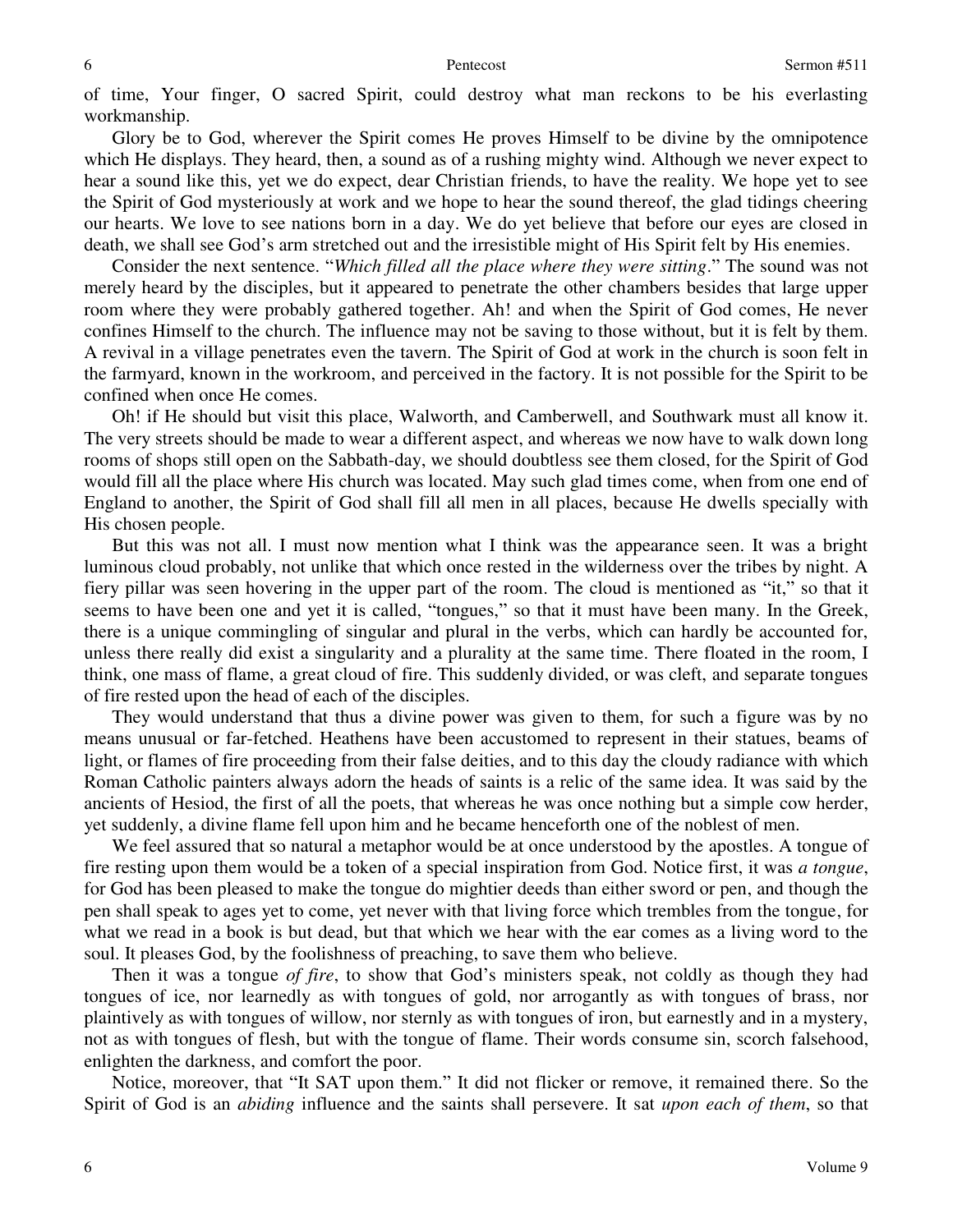of time, Your finger, O sacred Spirit, could destroy what man reckons to be his everlasting workmanship.

Glory be to God, wherever the Spirit comes He proves Himself to be divine by the omnipotence which He displays. They heard, then, a sound as of a rushing mighty wind. Although we never expect to hear a sound like this, yet we do expect, dear Christian friends, to have the reality. We hope yet to see the Spirit of God mysteriously at work and we hope to hear the sound thereof, the glad tidings cheering our hearts. We love to see nations born in a day. We do yet believe that before our eyes are closed in death, we shall see God's arm stretched out and the irresistible might of His Spirit felt by His enemies.

Consider the next sentence. "*Which filled all the place where they were sitting*." The sound was not merely heard by the disciples, but it appeared to penetrate the other chambers besides that large upper room where they were probably gathered together. Ah! and when the Spirit of God comes, He never confines Himself to the church. The influence may not be saving to those without, but it is felt by them. A revival in a village penetrates even the tavern. The Spirit of God at work in the church is soon felt in the farmyard, known in the workroom, and perceived in the factory. It is not possible for the Spirit to be confined when once He comes.

Oh! if He should but visit this place, Walworth, and Camberwell, and Southwark must all know it. The very streets should be made to wear a different aspect, and whereas we now have to walk down long rooms of shops still open on the Sabbath-day, we should doubtless see them closed, for the Spirit of God would fill all the place where His church was located. May such glad times come, when from one end of England to another, the Spirit of God shall fill all men in all places, because He dwells specially with His chosen people.

But this was not all. I must now mention what I think was the appearance seen. It was a bright luminous cloud probably, not unlike that which once rested in the wilderness over the tribes by night. A fiery pillar was seen hovering in the upper part of the room. The cloud is mentioned as "it," so that it seems to have been one and yet it is called, "tongues," so that it must have been many. In the Greek, there is a unique commingling of singular and plural in the verbs, which can hardly be accounted for, unless there really did exist a singularity and a plurality at the same time. There floated in the room, I think, one mass of flame, a great cloud of fire. This suddenly divided, or was cleft, and separate tongues of fire rested upon the head of each of the disciples.

They would understand that thus a divine power was given to them, for such a figure was by no means unusual or far-fetched. Heathens have been accustomed to represent in their statues, beams of light, or flames of fire proceeding from their false deities, and to this day the cloudy radiance with which Roman Catholic painters always adorn the heads of saints is a relic of the same idea. It was said by the ancients of Hesiod, the first of all the poets, that whereas he was once nothing but a simple cow herder, yet suddenly, a divine flame fell upon him and he became henceforth one of the noblest of men.

We feel assured that so natural a metaphor would be at once understood by the apostles. A tongue of fire resting upon them would be a token of a special inspiration from God. Notice first, it was *a tongue*, for God has been pleased to make the tongue do mightier deeds than either sword or pen, and though the pen shall speak to ages yet to come, yet never with that living force which trembles from the tongue, for what we read in a book is but dead, but that which we hear with the ear comes as a living word to the soul. It pleases God, by the foolishness of preaching, to save them who believe.

Then it was a tongue *of fire*, to show that God's ministers speak, not coldly as though they had tongues of ice, nor learnedly as with tongues of gold, nor arrogantly as with tongues of brass, nor plaintively as with tongues of willow, nor sternly as with tongues of iron, but earnestly and in a mystery, not as with tongues of flesh, but with the tongue of flame. Their words consume sin, scorch falsehood, enlighten the darkness, and comfort the poor.

Notice, moreover, that "It SAT upon them." It did not flicker or remove, it remained there. So the Spirit of God is an *abiding* influence and the saints shall persevere. It sat *upon each of them*, so that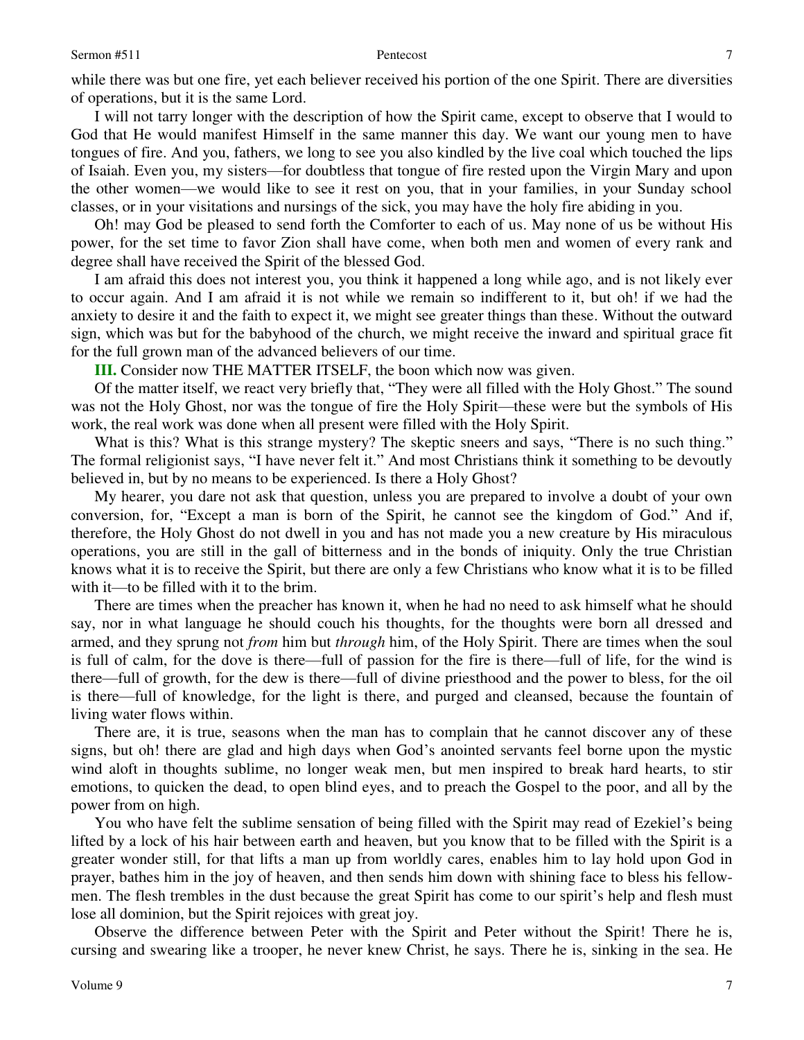while there was but one fire, yet each believer received his portion of the one Spirit. There are diversities of operations, but it is the same Lord.

I will not tarry longer with the description of how the Spirit came, except to observe that I would to God that He would manifest Himself in the same manner this day. We want our young men to have tongues of fire. And you, fathers, we long to see you also kindled by the live coal which touched the lips of Isaiah. Even you, my sisters—for doubtless that tongue of fire rested upon the Virgin Mary and upon the other women—we would like to see it rest on you, that in your families, in your Sunday school classes, or in your visitations and nursings of the sick, you may have the holy fire abiding in you.

Oh! may God be pleased to send forth the Comforter to each of us. May none of us be without His power, for the set time to favor Zion shall have come, when both men and women of every rank and degree shall have received the Spirit of the blessed God.

I am afraid this does not interest you, you think it happened a long while ago, and is not likely ever to occur again. And I am afraid it is not while we remain so indifferent to it, but oh! if we had the anxiety to desire it and the faith to expect it, we might see greater things than these. Without the outward sign, which was but for the babyhood of the church, we might receive the inward and spiritual grace fit for the full grown man of the advanced believers of our time.

**III.** Consider now THE MATTER ITSELF, the boon which now was given.

Of the matter itself, we react very briefly that, "They were all filled with the Holy Ghost." The sound was not the Holy Ghost, nor was the tongue of fire the Holy Spirit—these were but the symbols of His work, the real work was done when all present were filled with the Holy Spirit.

What is this? What is this strange mystery? The skeptic sneers and says, "There is no such thing." The formal religionist says, "I have never felt it." And most Christians think it something to be devoutly believed in, but by no means to be experienced. Is there a Holy Ghost?

My hearer, you dare not ask that question, unless you are prepared to involve a doubt of your own conversion, for, "Except a man is born of the Spirit, he cannot see the kingdom of God." And if, therefore, the Holy Ghost do not dwell in you and has not made you a new creature by His miraculous operations, you are still in the gall of bitterness and in the bonds of iniquity. Only the true Christian knows what it is to receive the Spirit, but there are only a few Christians who know what it is to be filled with it—to be filled with it to the brim.

There are times when the preacher has known it, when he had no need to ask himself what he should say, nor in what language he should couch his thoughts, for the thoughts were born all dressed and armed, and they sprung not *from* him but *through* him, of the Holy Spirit. There are times when the soul is full of calm, for the dove is there—full of passion for the fire is there—full of life, for the wind is there—full of growth, for the dew is there—full of divine priesthood and the power to bless, for the oil is there—full of knowledge, for the light is there, and purged and cleansed, because the fountain of living water flows within.

There are, it is true, seasons when the man has to complain that he cannot discover any of these signs, but oh! there are glad and high days when God's anointed servants feel borne upon the mystic wind aloft in thoughts sublime, no longer weak men, but men inspired to break hard hearts, to stir emotions, to quicken the dead, to open blind eyes, and to preach the Gospel to the poor, and all by the power from on high.

You who have felt the sublime sensation of being filled with the Spirit may read of Ezekiel's being lifted by a lock of his hair between earth and heaven, but you know that to be filled with the Spirit is a greater wonder still, for that lifts a man up from worldly cares, enables him to lay hold upon God in prayer, bathes him in the joy of heaven, and then sends him down with shining face to bless his fellow-men. The flesh trembles in the dust because the great Spirit has come to our spirit's help and flesh must lose all dominion, but the Spirit rejoices with great joy.

Observe the difference between Peter with the Spirit and Peter without the Spirit! There he is, cursing and swearing like a trooper, he never knew Christ, he says. There he is, sinking in the sea. He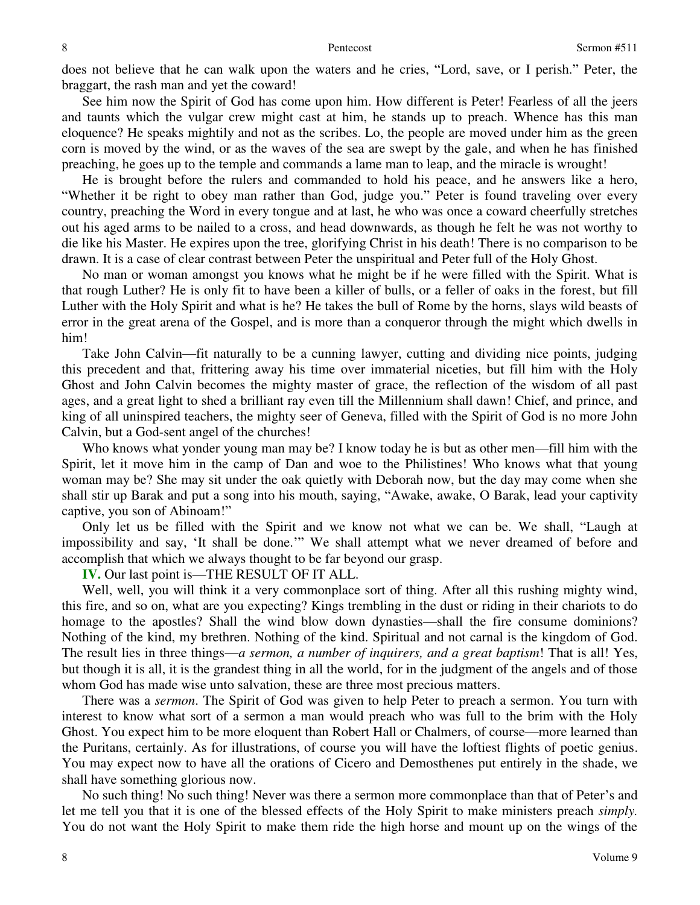does not believe that he can walk upon the waters and he cries, "Lord, save, or I perish." Peter, the braggart, the rash man and yet the coward!

See him now the Spirit of God has come upon him. How different is Peter! Fearless of all the jeers and taunts which the vulgar crew might cast at him, he stands up to preach. Whence has this man eloquence? He speaks mightily and not as the scribes. Lo, the people are moved under him as the green corn is moved by the wind, or as the waves of the sea are swept by the gale, and when he has finished preaching, he goes up to the temple and commands a lame man to leap, and the miracle is wrought!

He is brought before the rulers and commanded to hold his peace, and he answers like a hero, "Whether it be right to obey man rather than God, judge you." Peter is found traveling over every country, preaching the Word in every tongue and at last, he who was once a coward cheerfully stretches out his aged arms to be nailed to a cross, and head downwards, as though he felt he was not worthy to die like his Master. He expires upon the tree, glorifying Christ in his death! There is no comparison to be drawn. It is a case of clear contrast between Peter the unspiritual and Peter full of the Holy Ghost.

No man or woman amongst you knows what he might be if he were filled with the Spirit. What is that rough Luther? He is only fit to have been a killer of bulls, or a feller of oaks in the forest, but fill Luther with the Holy Spirit and what is he? He takes the bull of Rome by the horns, slays wild beasts of error in the great arena of the Gospel, and is more than a conqueror through the might which dwells in him!

Take John Calvin—fit naturally to be a cunning lawyer, cutting and dividing nice points, judging this precedent and that, frittering away his time over immaterial niceties, but fill him with the Holy Ghost and John Calvin becomes the mighty master of grace, the reflection of the wisdom of all past ages, and a great light to shed a brilliant ray even till the Millennium shall dawn! Chief, and prince, and king of all uninspired teachers, the mighty seer of Geneva, filled with the Spirit of God is no more John Calvin, but a God-sent angel of the churches!

Who knows what yonder young man may be? I know today he is but as other men—fill him with the Spirit, let it move him in the camp of Dan and woe to the Philistines! Who knows what that young woman may be? She may sit under the oak quietly with Deborah now, but the day may come when she shall stir up Barak and put a song into his mouth, saying, "Awake, awake, O Barak, lead your captivity captive, you son of Abinoam!"

Only let us be filled with the Spirit and we know not what we can be. We shall, "Laugh at impossibility and say, 'It shall be done.'" We shall attempt what we never dreamed of before and accomplish that which we always thought to be far beyond our grasp.

**IV.** Our last point is—THE RESULT OF IT ALL.

Well, well, you will think it a very commonplace sort of thing. After all this rushing mighty wind, this fire, and so on, what are you expecting? Kings trembling in the dust or riding in their chariots to do homage to the apostles? Shall the wind blow down dynasties—shall the fire consume dominions? Nothing of the kind, my brethren. Nothing of the kind. Spiritual and not carnal is the kingdom of God. The result lies in three things—*a sermon, a number of inquirers, and a great baptism*! That is all! Yes, but though it is all, it is the grandest thing in all the world, for in the judgment of the angels and of those whom God has made wise unto salvation, these are three most precious matters.

There was a *sermon*. The Spirit of God was given to help Peter to preach a sermon. You turn with interest to know what sort of a sermon a man would preach who was full to the brim with the Holy Ghost. You expect him to be more eloquent than Robert Hall or Chalmers, of course—more learned than the Puritans, certainly. As for illustrations, of course you will have the loftiest flights of poetic genius. You may expect now to have all the orations of Cicero and Demosthenes put entirely in the shade, we shall have something glorious now.

No such thing! No such thing! Never was there a sermon more commonplace than that of Peter's and let me tell you that it is one of the blessed effects of the Holy Spirit to make ministers preach *simply.* You do not want the Holy Spirit to make them ride the high horse and mount up on the wings of the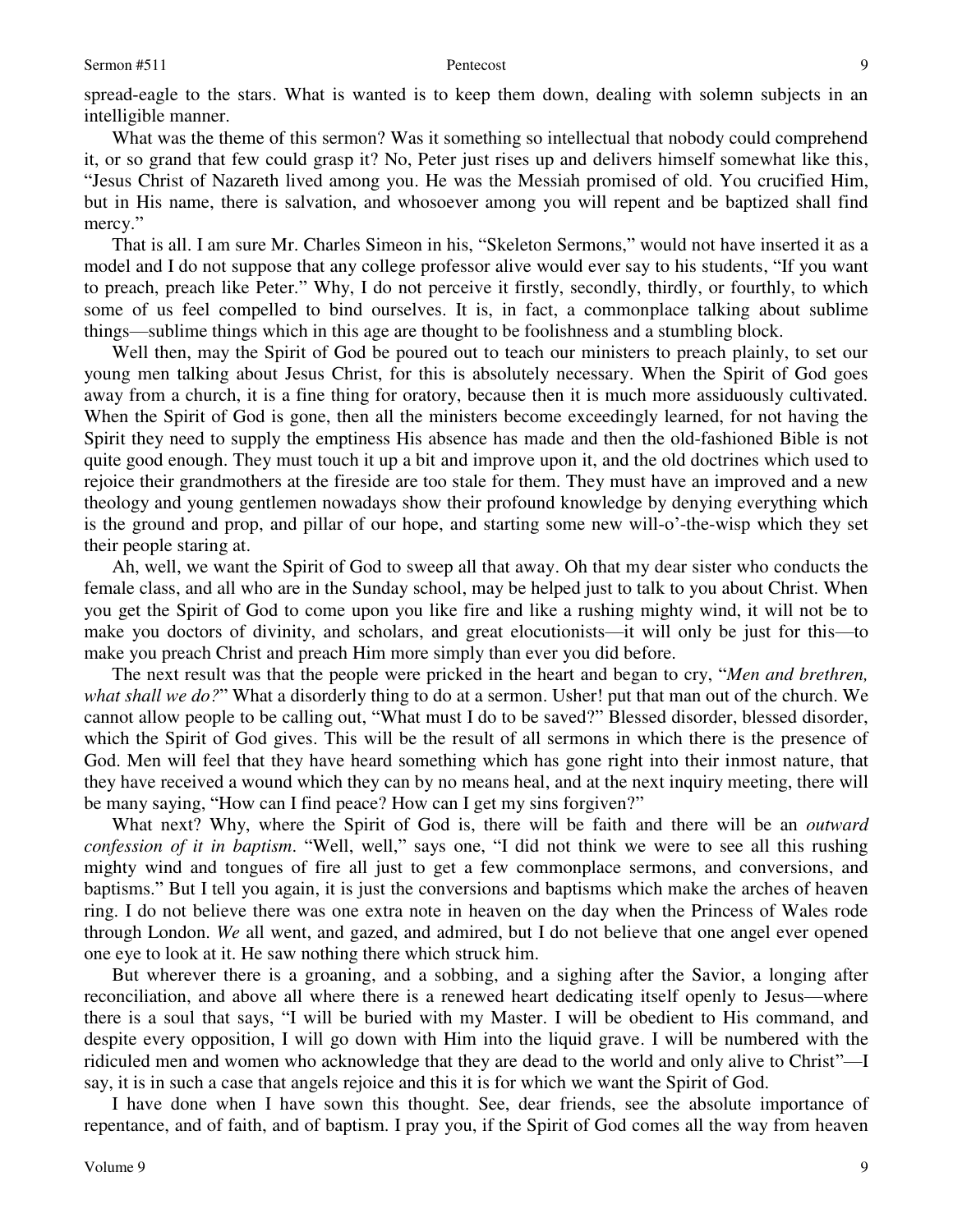spread-eagle to the stars. What is wanted is to keep them down, dealing with solemn subjects in an intelligible manner.

What was the theme of this sermon? Was it something so intellectual that nobody could comprehend it, or so grand that few could grasp it? No, Peter just rises up and delivers himself somewhat like this, "Jesus Christ of Nazareth lived among you. He was the Messiah promised of old. You crucified Him, but in His name, there is salvation, and whosoever among you will repent and be baptized shall find mercy."

That is all. I am sure Mr. Charles Simeon in his, "Skeleton Sermons," would not have inserted it as a model and I do not suppose that any college professor alive would ever say to his students, "If you want to preach, preach like Peter." Why, I do not perceive it firstly, secondly, thirdly, or fourthly, to which some of us feel compelled to bind ourselves. It is, in fact, a commonplace talking about sublime things—sublime things which in this age are thought to be foolishness and a stumbling block.

Well then, may the Spirit of God be poured out to teach our ministers to preach plainly, to set our young men talking about Jesus Christ, for this is absolutely necessary. When the Spirit of God goes away from a church, it is a fine thing for oratory, because then it is much more assiduously cultivated. When the Spirit of God is gone, then all the ministers become exceedingly learned, for not having the Spirit they need to supply the emptiness His absence has made and then the old-fashioned Bible is not quite good enough. They must touch it up a bit and improve upon it, and the old doctrines which used to rejoice their grandmothers at the fireside are too stale for them. They must have an improved and a new theology and young gentlemen nowadays show their profound knowledge by denying everything which is the ground and prop, and pillar of our hope, and starting some new will-o'-the-wisp which they set their people staring at.

Ah, well, we want the Spirit of God to sweep all that away. Oh that my dear sister who conducts the female class, and all who are in the Sunday school, may be helped just to talk to you about Christ. When you get the Spirit of God to come upon you like fire and like a rushing mighty wind, it will not be to make you doctors of divinity, and scholars, and great elocutionists—it will only be just for this—to make you preach Christ and preach Him more simply than ever you did before.

The next result was that the people were pricked in the heart and began to cry, "*Men and brethren, what shall we do?*" What a disorderly thing to do at a sermon. Usher! put that man out of the church. We cannot allow people to be calling out, "What must I do to be saved?" Blessed disorder, blessed disorder, which the Spirit of God gives. This will be the result of all sermons in which there is the presence of God. Men will feel that they have heard something which has gone right into their inmost nature, that they have received a wound which they can by no means heal, and at the next inquiry meeting, there will be many saying, "How can I find peace? How can I get my sins forgiven?"

What next? Why, where the Spirit of God is, there will be faith and there will be an *outward confession of it in baptism*. "Well, well," says one, "I did not think we were to see all this rushing mighty wind and tongues of fire all just to get a few commonplace sermons, and conversions, and baptisms." But I tell you again, it is just the conversions and baptisms which make the arches of heaven ring. I do not believe there was one extra note in heaven on the day when the Princess of Wales rode through London. *We* all went, and gazed, and admired, but I do not believe that one angel ever opened one eye to look at it. He saw nothing there which struck him.

But wherever there is a groaning, and a sobbing, and a sighing after the Savior, a longing after reconciliation, and above all where there is a renewed heart dedicating itself openly to Jesus—where there is a soul that says, "I will be buried with my Master. I will be obedient to His command, and despite every opposition, I will go down with Him into the liquid grave. I will be numbered with the ridiculed men and women who acknowledge that they are dead to the world and only alive to Christ"—I say, it is in such a case that angels rejoice and this it is for which we want the Spirit of God.

I have done when I have sown this thought. See, dear friends, see the absolute importance of repentance, and of faith, and of baptism. I pray you, if the Spirit of God comes all the way from heaven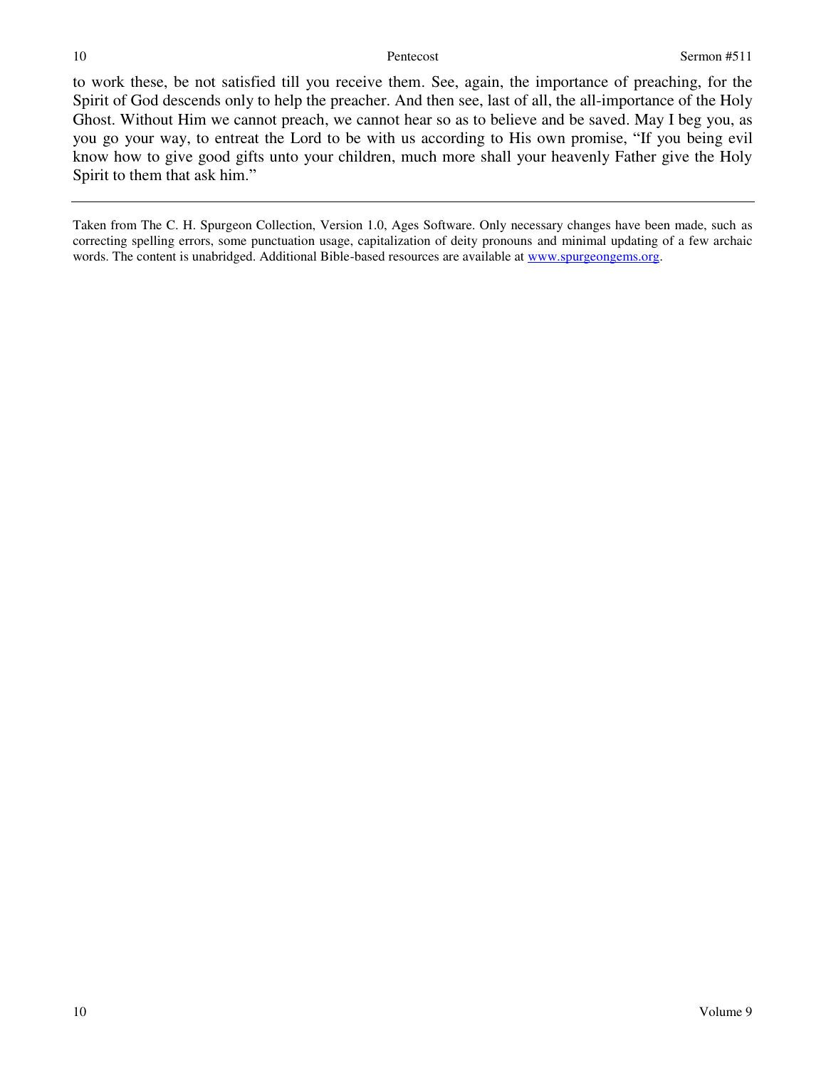to work these, be not satisfied till you receive them. See, again, the importance of preaching, for the Spirit of God descends only to help the preacher. And then see, last of all, the all-importance of the Holy Ghost. Without Him we cannot preach, we cannot hear so as to believe and be saved. May I beg you, as you go your way, to entreat the Lord to be with us according to His own promise, "If you being evil know how to give good gifts unto your children, much more shall your heavenly Father give the Holy Spirit to them that ask him."

---

Taken from The C. H. Spurgeon Collection, Version 1.0, Ages Software. Only necessary changes have been made, such as correcting spelling errors, some punctuation usage, capitalization of deity pronouns and minimal updating of a few archaic words. The content is unabridged. Additional Bible-based resources are available at www.spurgeongems.org.